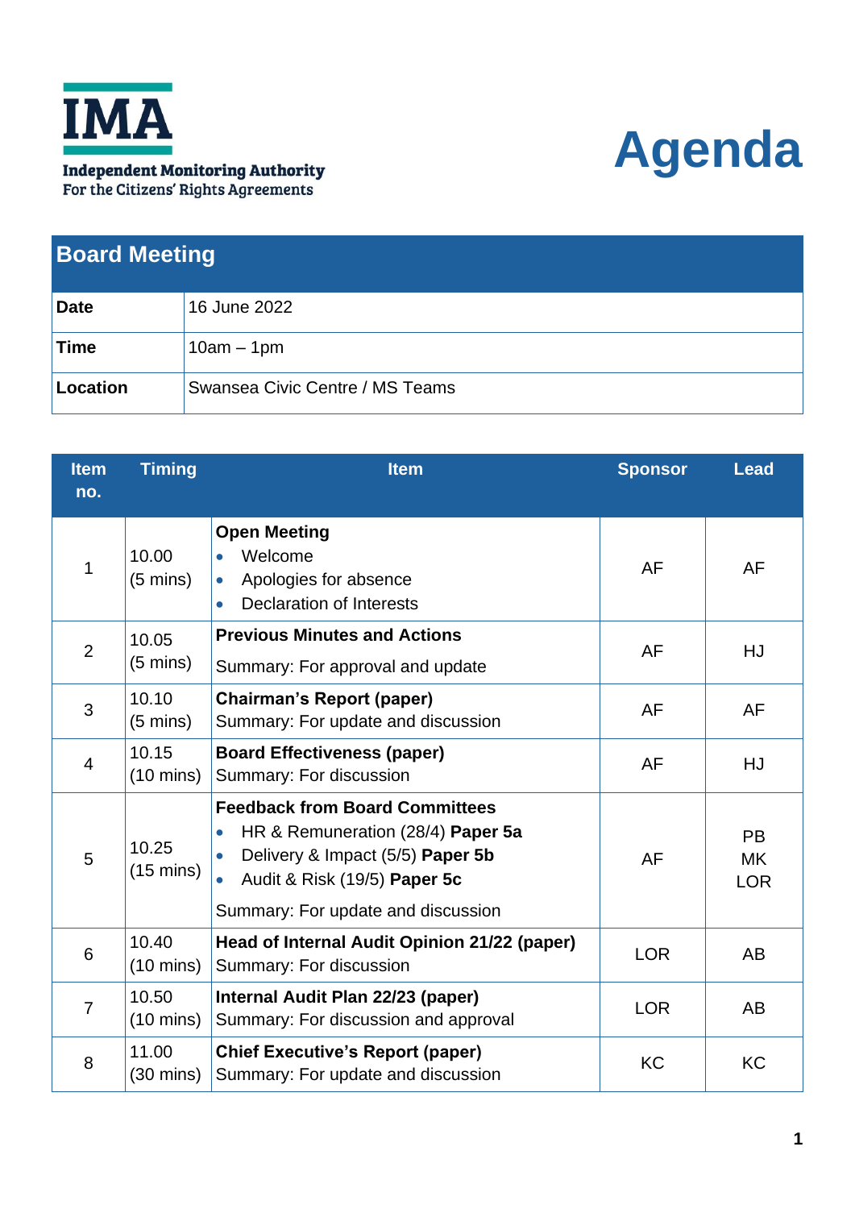**IMA**

**Independent Monitoring Authority**
**For the Citizens' Rights Agreements**

# Agenda

## Board Meeting

| | |
|---|---|
| **Date** | 16 June 2022 |
| **Time** | 10am – 1pm |
| **Location** | Swansea Civic Centre / MS Teams |

| Item no. | Timing | Item | Sponsor | Lead |
|---|---|---|---|---|
| 1 | 10.00 (5 mins) | **Open Meeting**<br>• Welcome<br>• Apologies for absence<br>• Declaration of Interests | AF | AF |
| 2 | 10.05 (5 mins) | **Previous Minutes and Actions**<br>Summary: For approval and update | AF | HJ |
| 3 | 10.10 (5 mins) | **Chairman's Report (paper)**<br>Summary: For update and discussion | AF | AF |
| 4 | 10.15 (10 mins) | **Board Effectiveness (paper)**<br>Summary: For discussion | AF | HJ |
| 5 | 10.25 (15 mins) | **Feedback from Board Committees**<br>• HR & Remuneration (28/4) **Paper 5a**<br>• Delivery & Impact (5/5) **Paper 5b**<br>• Audit & Risk (19/5) **Paper 5c**<br>Summary: For update and discussion | AF | PB<br>MK<br>LOR |
| 6 | 10.40 (10 mins) | **Head of Internal Audit Opinion 21/22 (paper)**<br>Summary: For discussion | LOR | AB |
| 7 | 10.50 (10 mins) | **Internal Audit Plan 22/23 (paper)**<br>Summary: For discussion and approval | LOR | AB |
| 8 | 11.00 (30 mins) | **Chief Executive's Report (paper)**<br>Summary: For update and discussion | KC | KC |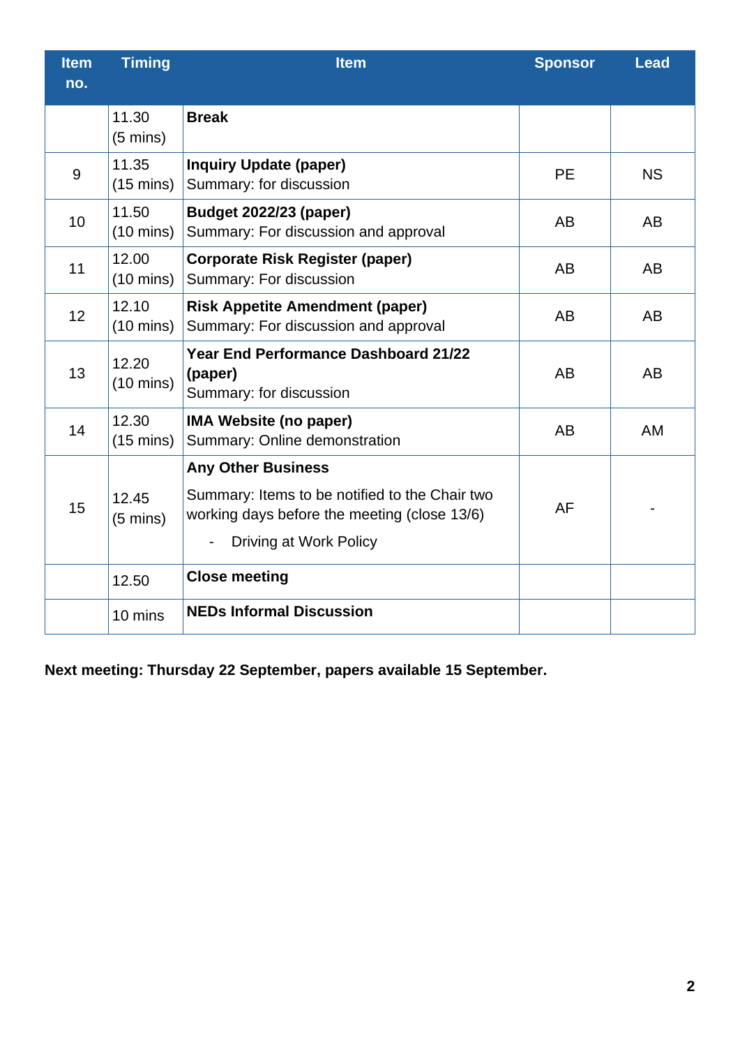| Item no. | Timing | Item | Sponsor | Lead |
|---|---|---|---|---|
| | 11.30 (5 mins) | **Break** | | |
| 9 | 11.35 (15 mins) | **Inquiry Update (paper)** Summary: for discussion | PE | NS |
| 10 | 11.50 (10 mins) | **Budget 2022/23 (paper)** Summary: For discussion and approval | AB | AB |
| 11 | 12.00 (10 mins) | **Corporate Risk Register (paper)** Summary: For discussion | AB | AB |
| 12 | 12.10 (10 mins) | **Risk Appetite Amendment (paper)** Summary: For discussion and approval | AB | AB |
| 13 | 12.20 (10 mins) | **Year End Performance Dashboard 21/22 (paper)** Summary: for discussion | AB | AB |
| 14 | 12.30 (15 mins) | **IMA Website (no paper)** Summary: Online demonstration | AB | AM |
| 15 | 12.45 (5 mins) | **Any Other Business** Summary: Items to be notified to the Chair two working days before the meeting (close 13/6) - Driving at Work Policy | AF | - |
| | 12.50 | **Close meeting** | | |
| | 10 mins | **NEDs Informal Discussion** | | |

**Next meeting: Thursday 22 September, papers available 15 September.**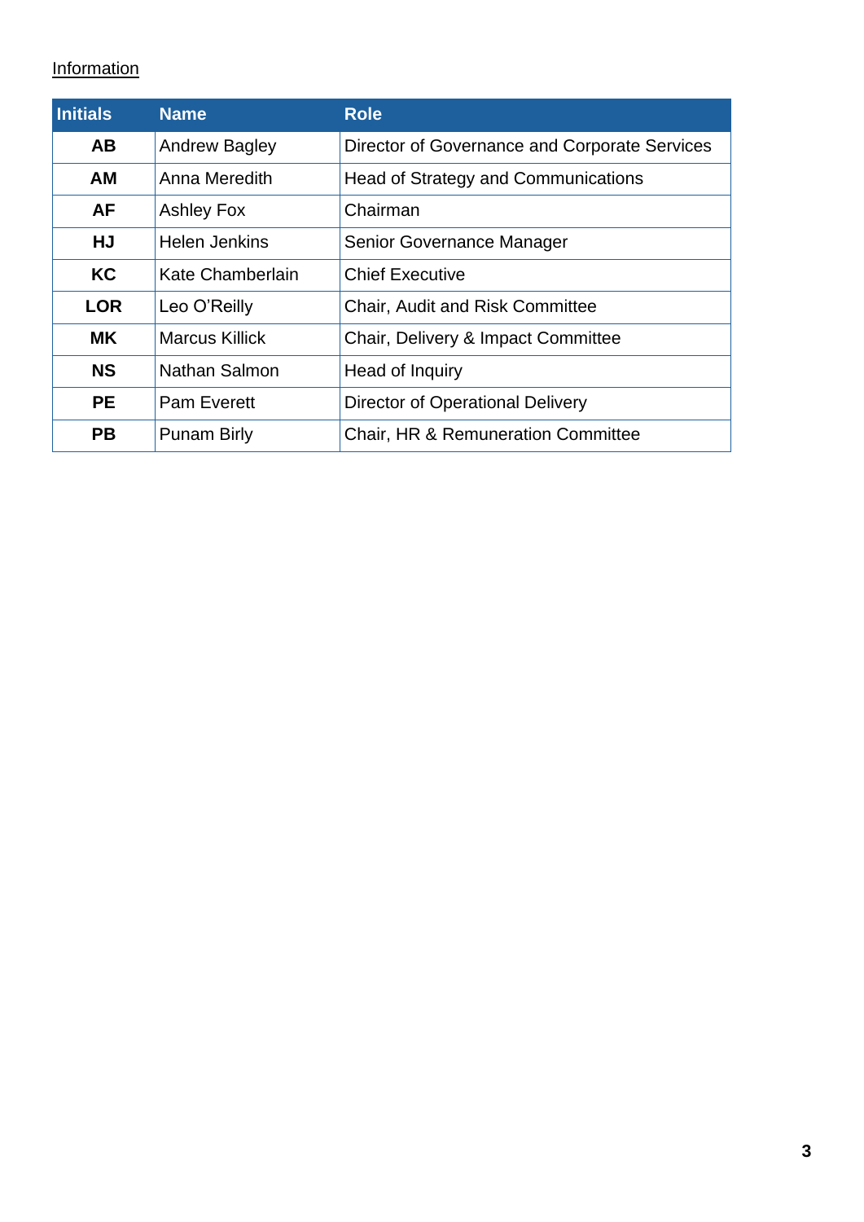Information

| Initials | Name | Role |
|---|---|---|
| **AB** | Andrew Bagley | Director of Governance and Corporate Services |
| **AM** | Anna Meredith | Head of Strategy and Communications |
| **AF** | Ashley Fox | Chairman |
| **HJ** | Helen Jenkins | Senior Governance Manager |
| **KC** | Kate Chamberlain | Chief Executive |
| **LOR** | Leo O'Reilly | Chair, Audit and Risk Committee |
| **MK** | Marcus Killick | Chair, Delivery & Impact Committee |
| **NS** | Nathan Salmon | Head of Inquiry |
| **PE** | Pam Everett | Director of Operational Delivery |
| **PB** | Punam Birly | Chair, HR & Remuneration Committee |